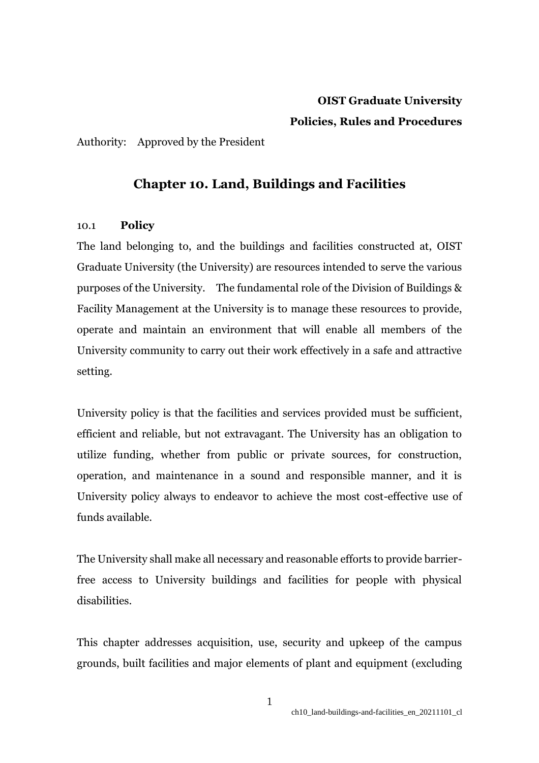**OIST Graduate University**

**Policies, Rules and Procedures**

Authority: Approved by the President

# Chapter 10. Land, Buildings and Facilities

## 10.1 Policy

The land belonging to, and the buildings and facilities constructed at, OIST Graduate University (the University) are resources intended to serve the various purposes of the University. The fundamental role of the Division of Buildings & Facility Management at the University is to manage these resources to provide, operate and maintain an environment that will enable all members of the University community to carry out their work effectively in a safe and attractive setting.

University policy is that the facilities and services provided must be sufficient, efficient and reliable, but not extravagant. The University has an obligation to utilize funding, whether from public or private sources, for construction, operation, and maintenance in a sound and responsible manner, and it is University policy always to endeavor to achieve the most cost-effective use of funds available.

The University shall make all necessary and reasonable efforts to provide barrier-free access to University buildings and facilities for people with physical disabilities.

This chapter addresses acquisition, use, security and upkeep of the campus grounds, built facilities and major elements of plant and equipment (excluding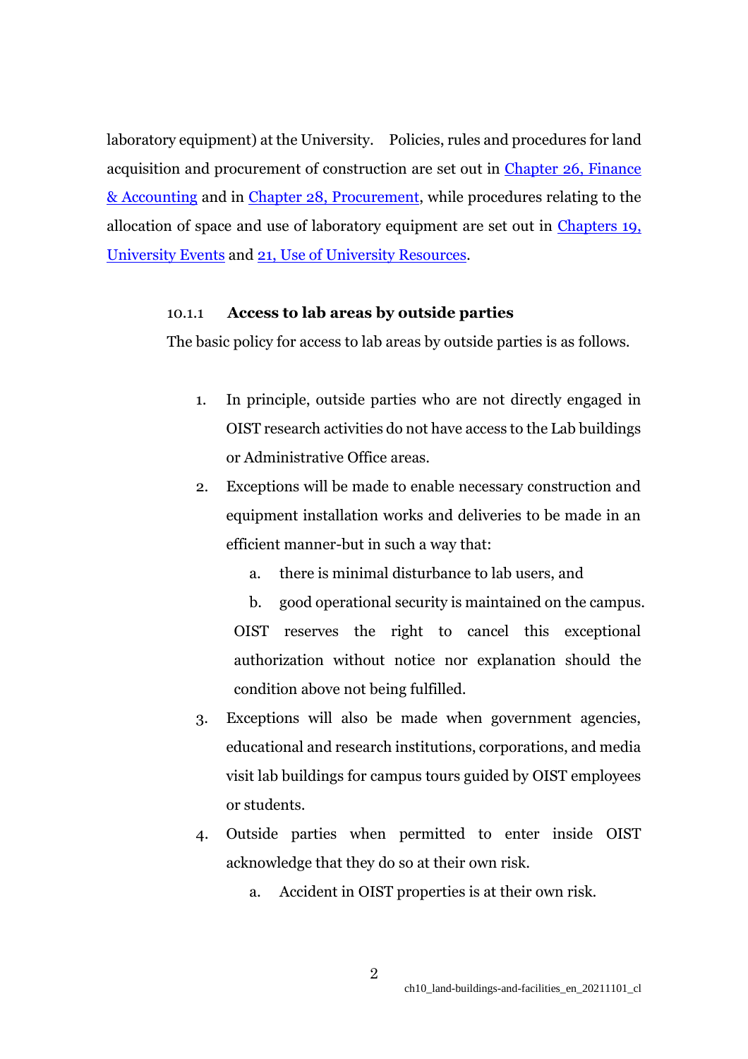laboratory equipment) at the University. Policies, rules and procedures for land acquisition and procurement of construction are set out in [Chapter 26, Finance & Accounting](#) and in [Chapter 28, Procurement](#), while procedures relating to the allocation of space and use of laboratory equipment are set out in [Chapters 19, University Events](#) and [21, Use of University Resources](#).

#### 10.1.1 Access to lab areas by outside parties

The basic policy for access to lab areas by outside parties is as follows.

1. In principle, outside parties who are not directly engaged in OIST research activities do not have access to the Lab buildings or Administrative Office areas.
2. Exceptions will be made to enable necessary construction and equipment installation works and deliveries to be made in an efficient manner-but in such a way that:
   a. there is minimal disturbance to lab users, and
   b. good operational security is maintained on the campus.

   OIST reserves the right to cancel this exceptional authorization without notice nor explanation should the condition above not being fulfilled.
3. Exceptions will also be made when government agencies, educational and research institutions, corporations, and media visit lab buildings for campus tours guided by OIST employees or students.
4. Outside parties when permitted to enter inside OIST acknowledge that they do so at their own risk.
   a. Accident in OIST properties is at their own risk.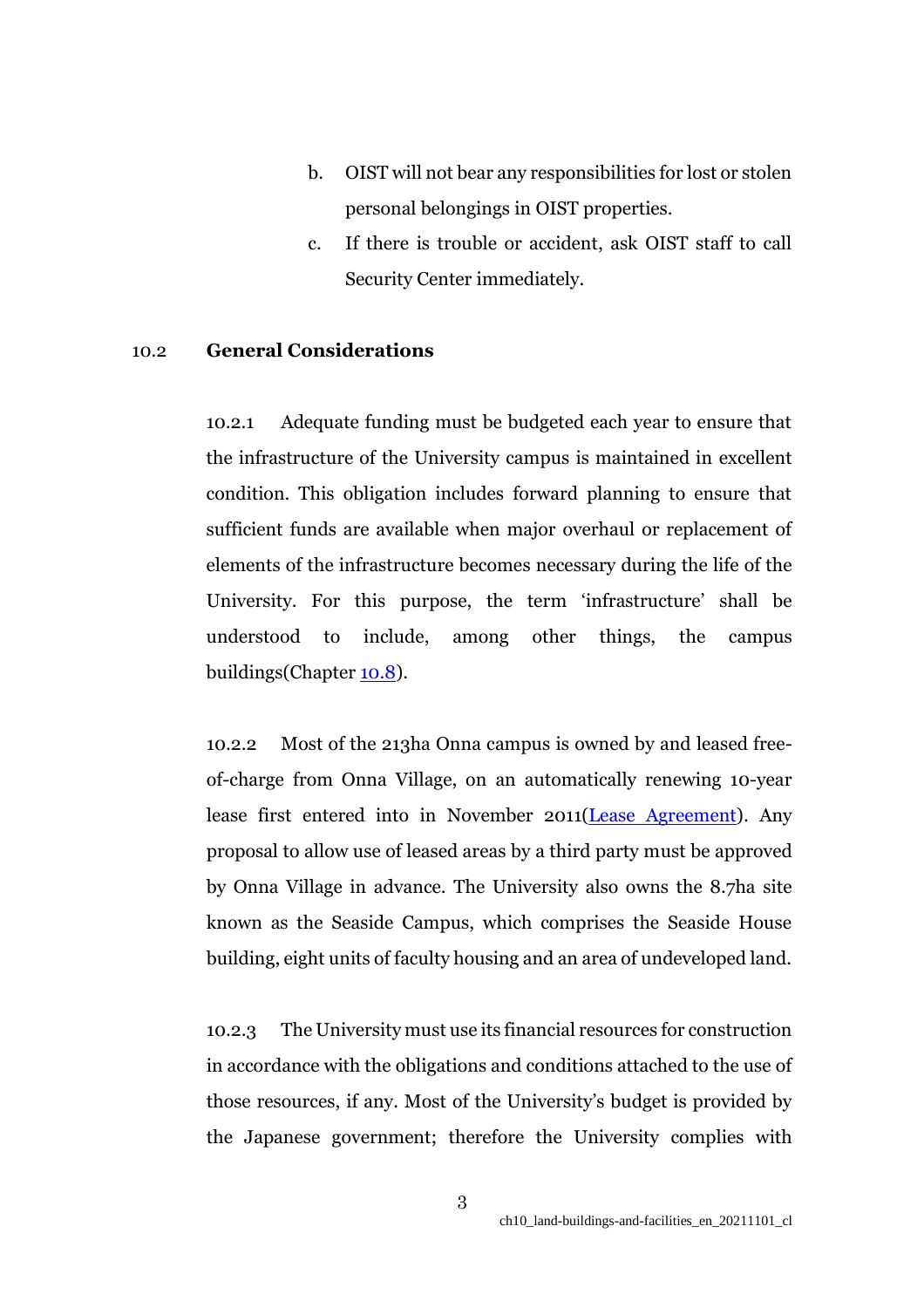b. OIST will not bear any responsibilities for lost or stolen personal belongings in OIST properties.

c. If there is trouble or accident, ask OIST staff to call Security Center immediately.

## 10.2 General Considerations

10.2.1 Adequate funding must be budgeted each year to ensure that the infrastructure of the University campus is maintained in excellent condition. This obligation includes forward planning to ensure that sufficient funds are available when major overhaul or replacement of elements of the infrastructure becomes necessary during the life of the University. For this purpose, the term 'infrastructure' shall be understood to include, among other things, the campus buildings(Chapter 10.8).

10.2.2 Most of the 213ha Onna campus is owned by and leased free-of-charge from Onna Village, on an automatically renewing 10-year lease first entered into in November 2011(Lease Agreement). Any proposal to allow use of leased areas by a third party must be approved by Onna Village in advance. The University also owns the 8.7ha site known as the Seaside Campus, which comprises the Seaside House building, eight units of faculty housing and an area of undeveloped land.

10.2.3 The University must use its financial resources for construction in accordance with the obligations and conditions attached to the use of those resources, if any. Most of the University's budget is provided by the Japanese government; therefore the University complies with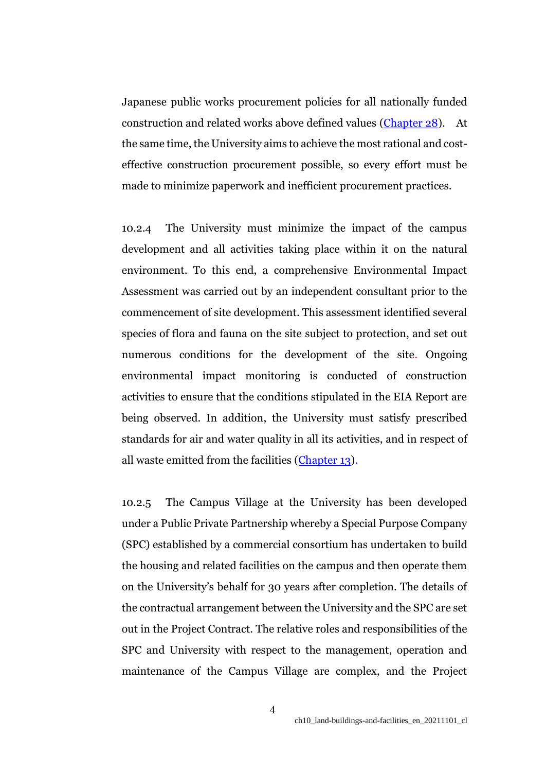Japanese public works procurement policies for all nationally funded construction and related works above defined values ([Chapter 28](#)). At the same time, the University aims to achieve the most rational and cost-effective construction procurement possible, so every effort must be made to minimize paperwork and inefficient procurement practices.

10.2.4 The University must minimize the impact of the campus development and all activities taking place within it on the natural environment. To this end, a comprehensive Environmental Impact Assessment was carried out by an independent consultant prior to the commencement of site development. This assessment identified several species of flora and fauna on the site subject to protection, and set out numerous conditions for the development of the site. Ongoing environmental impact monitoring is conducted of construction activities to ensure that the conditions stipulated in the EIA Report are being observed. In addition, the University must satisfy prescribed standards for air and water quality in all its activities, and in respect of all waste emitted from the facilities ([Chapter 13](#)).

10.2.5 The Campus Village at the University has been developed under a Public Private Partnership whereby a Special Purpose Company (SPC) established by a commercial consortium has undertaken to build the housing and related facilities on the campus and then operate them on the University's behalf for 30 years after completion. The details of the contractual arrangement between the University and the SPC are set out in the Project Contract. The relative roles and responsibilities of the SPC and University with respect to the management, operation and maintenance of the Campus Village are complex, and the Project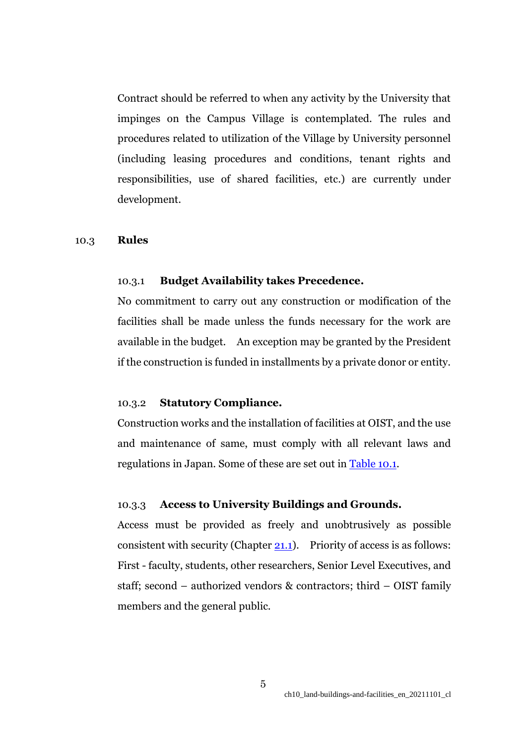Contract should be referred to when any activity by the University that impinges on the Campus Village is contemplated. The rules and procedures related to utilization of the Village by University personnel (including leasing procedures and conditions, tenant rights and responsibilities, use of shared facilities, etc.) are currently under development.

## 10.3 Rules

### 10.3.1 Budget Availability takes Precedence.

No commitment to carry out any construction or modification of the facilities shall be made unless the funds necessary for the work are available in the budget. An exception may be granted by the President if the construction is funded in installments by a private donor or entity.

### 10.3.2 Statutory Compliance.

Construction works and the installation of facilities at OIST, and the use and maintenance of same, must comply with all relevant laws and regulations in Japan. Some of these are set out in Table 10.1.

### 10.3.3 Access to University Buildings and Grounds.

Access must be provided as freely and unobtrusively as possible consistent with security (Chapter 21.1). Priority of access is as follows: First - faculty, students, other researchers, Senior Level Executives, and staff; second – authorized vendors & contractors; third – OIST family members and the general public.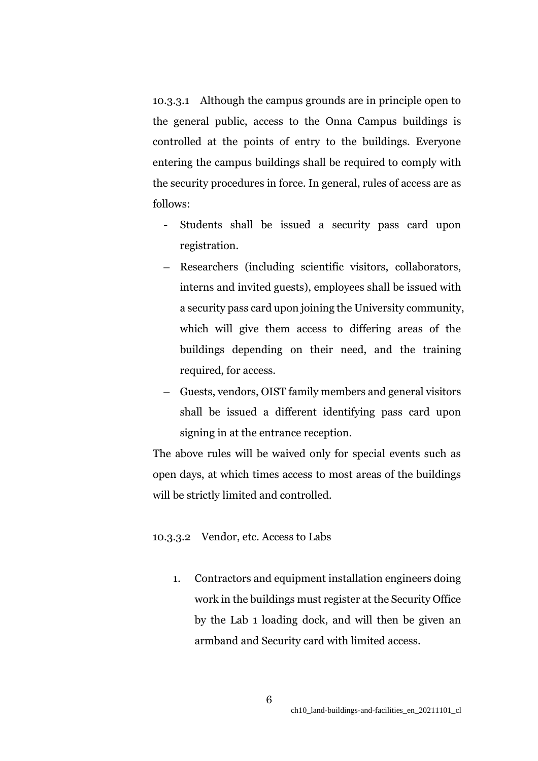10.3.3.1 Although the campus grounds are in principle open to the general public, access to the Onna Campus buildings is controlled at the points of entry to the buildings. Everyone entering the campus buildings shall be required to comply with the security procedures in force. In general, rules of access are as follows:

- Students shall be issued a security pass card upon registration.
- Researchers (including scientific visitors, collaborators, interns and invited guests), employees shall be issued with a security pass card upon joining the University community, which will give them access to differing areas of the buildings depending on their need, and the training required, for access.
- Guests, vendors, OIST family members and general visitors shall be issued a different identifying pass card upon signing in at the entrance reception.

The above rules will be waived only for special events such as open days, at which times access to most areas of the buildings will be strictly limited and controlled.

10.3.3.2 Vendor, etc. Access to Labs

1. Contractors and equipment installation engineers doing work in the buildings must register at the Security Office by the Lab 1 loading dock, and will then be given an armband and Security card with limited access.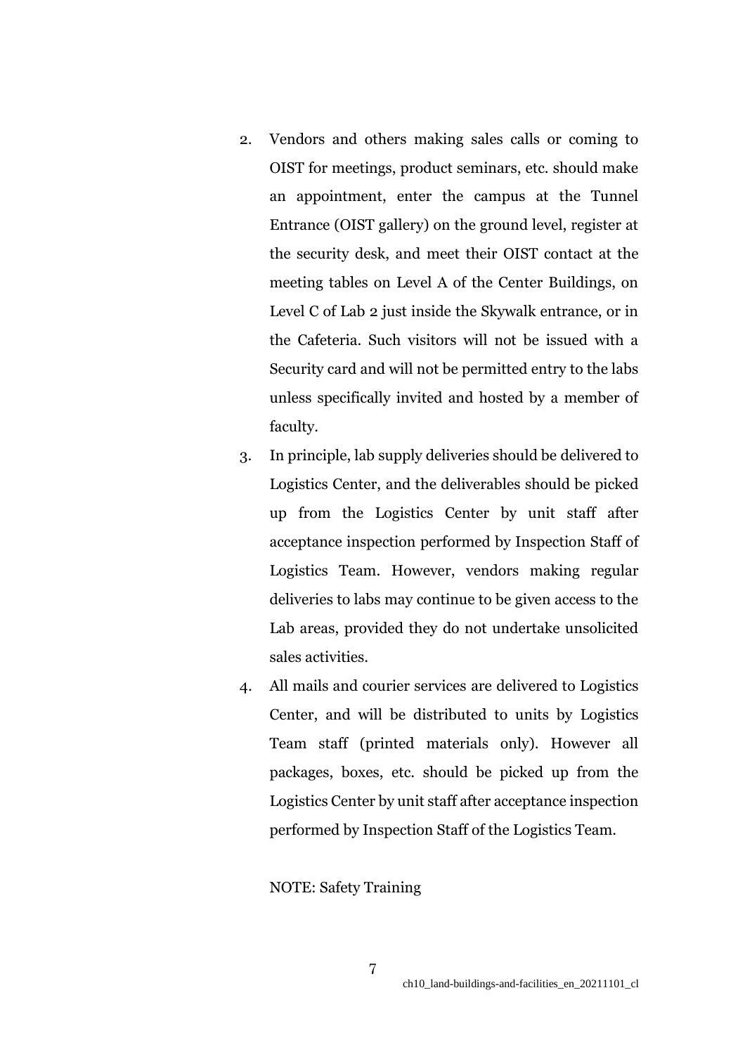2. Vendors and others making sales calls or coming to OIST for meetings, product seminars, etc. should make an appointment, enter the campus at the Tunnel Entrance (OIST gallery) on the ground level, register at the security desk, and meet their OIST contact at the meeting tables on Level A of the Center Buildings, on Level C of Lab 2 just inside the Skywalk entrance, or in the Cafeteria. Such visitors will not be issued with a Security card and will not be permitted entry to the labs unless specifically invited and hosted by a member of faculty.
3. In principle, lab supply deliveries should be delivered to Logistics Center, and the deliverables should be picked up from the Logistics Center by unit staff after acceptance inspection performed by Inspection Staff of Logistics Team. However, vendors making regular deliveries to labs may continue to be given access to the Lab areas, provided they do not undertake unsolicited sales activities.
4. All mails and courier services are delivered to Logistics Center, and will be distributed to units by Logistics Team staff (printed materials only). However all packages, boxes, etc. should be picked up from the Logistics Center by unit staff after acceptance inspection performed by Inspection Staff of the Logistics Team.

NOTE: Safety Training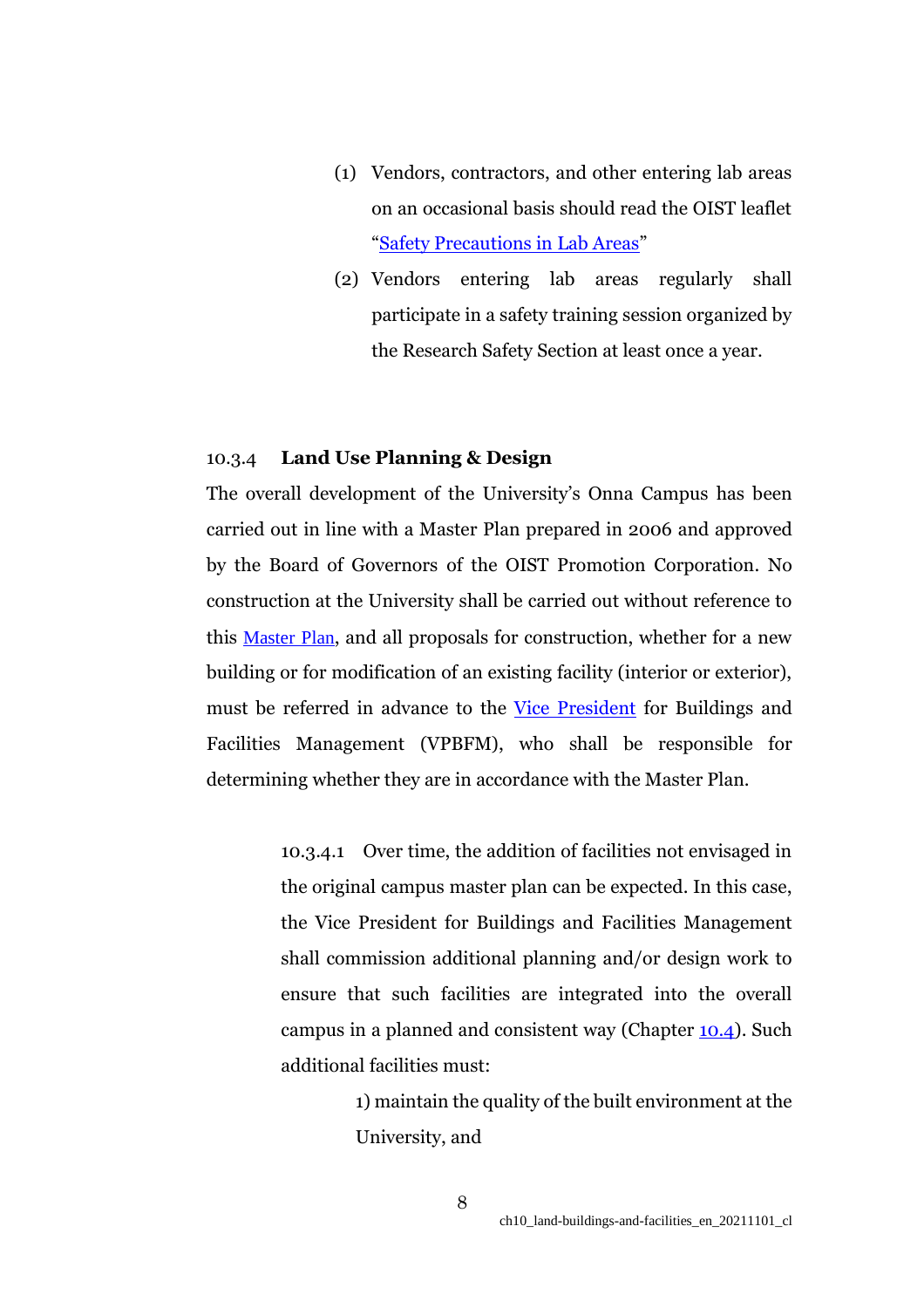(1) Vendors, contractors, and other entering lab areas on an occasional basis should read the OIST leaflet "Safety Precautions in Lab Areas"

(2) Vendors entering lab areas regularly shall participate in a safety training session organized by the Research Safety Section at least once a year.

### 10.3.4 **Land Use Planning & Design**

The overall development of the University's Onna Campus has been carried out in line with a Master Plan prepared in 2006 and approved by the Board of Governors of the OIST Promotion Corporation. No construction at the University shall be carried out without reference to this Master Plan, and all proposals for construction, whether for a new building or for modification of an existing facility (interior or exterior), must be referred in advance to the Vice President for Buildings and Facilities Management (VPBFM), who shall be responsible for determining whether they are in accordance with the Master Plan.

10.3.4.1 Over time, the addition of facilities not envisaged in the original campus master plan can be expected. In this case, the Vice President for Buildings and Facilities Management shall commission additional planning and/or design work to ensure that such facilities are integrated into the overall campus in a planned and consistent way (Chapter 10.4). Such additional facilities must:

1) maintain the quality of the built environment at the University, and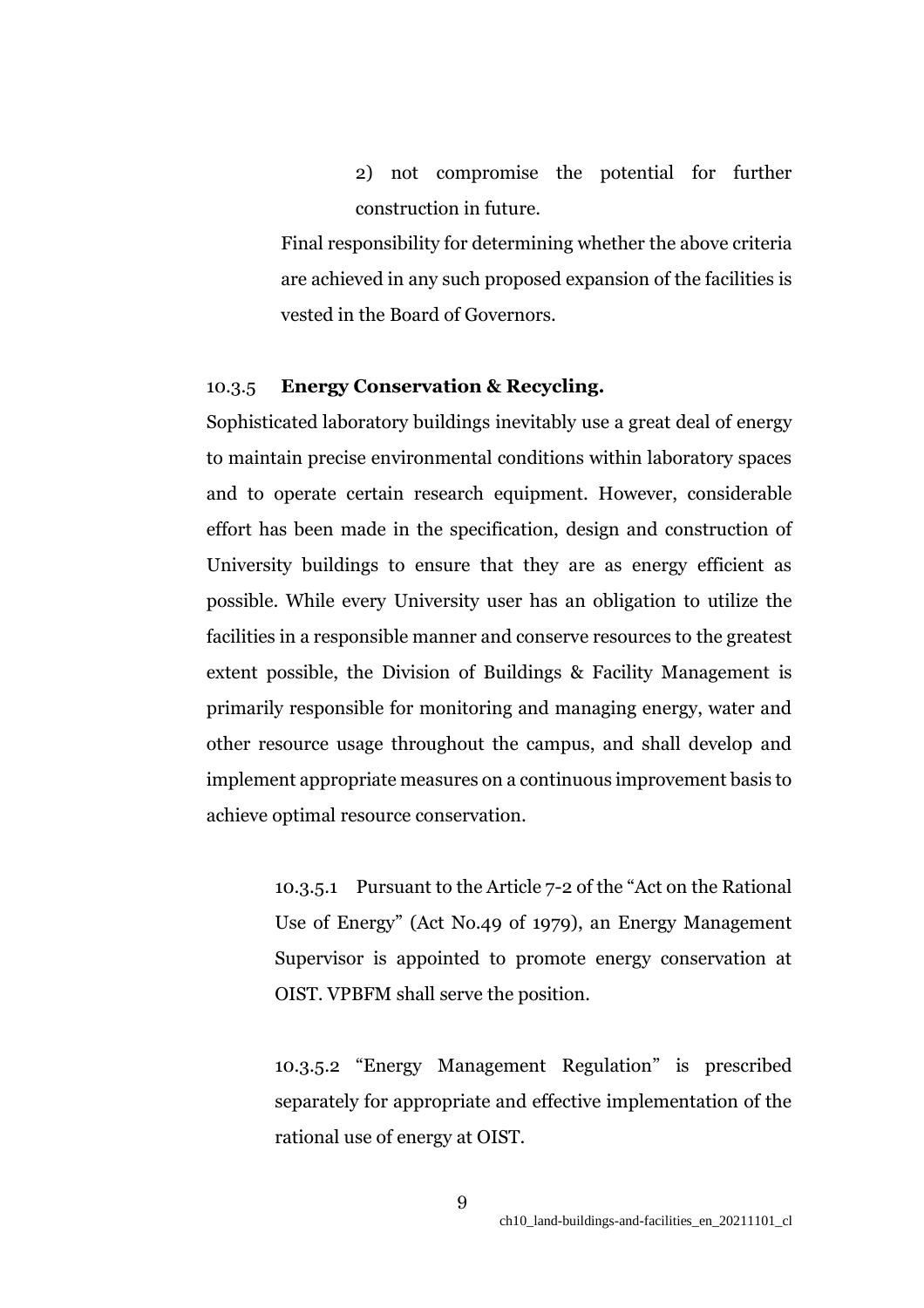2) not compromise the potential for further construction in future.

Final responsibility for determining whether the above criteria are achieved in any such proposed expansion of the facilities is vested in the Board of Governors.

### 10.3.5 **Energy Conservation & Recycling.**

Sophisticated laboratory buildings inevitably use a great deal of energy to maintain precise environmental conditions within laboratory spaces and to operate certain research equipment. However, considerable effort has been made in the specification, design and construction of University buildings to ensure that they are as energy efficient as possible. While every University user has an obligation to utilize the facilities in a responsible manner and conserve resources to the greatest extent possible, the Division of Buildings & Facility Management is primarily responsible for monitoring and managing energy, water and other resource usage throughout the campus, and shall develop and implement appropriate measures on a continuous improvement basis to achieve optimal resource conservation.

10.3.5.1 Pursuant to the Article 7-2 of the "Act on the Rational Use of Energy" (Act No.49 of 1979), an Energy Management Supervisor is appointed to promote energy conservation at OIST. VPBFM shall serve the position.

10.3.5.2 "Energy Management Regulation" is prescribed separately for appropriate and effective implementation of the rational use of energy at OIST.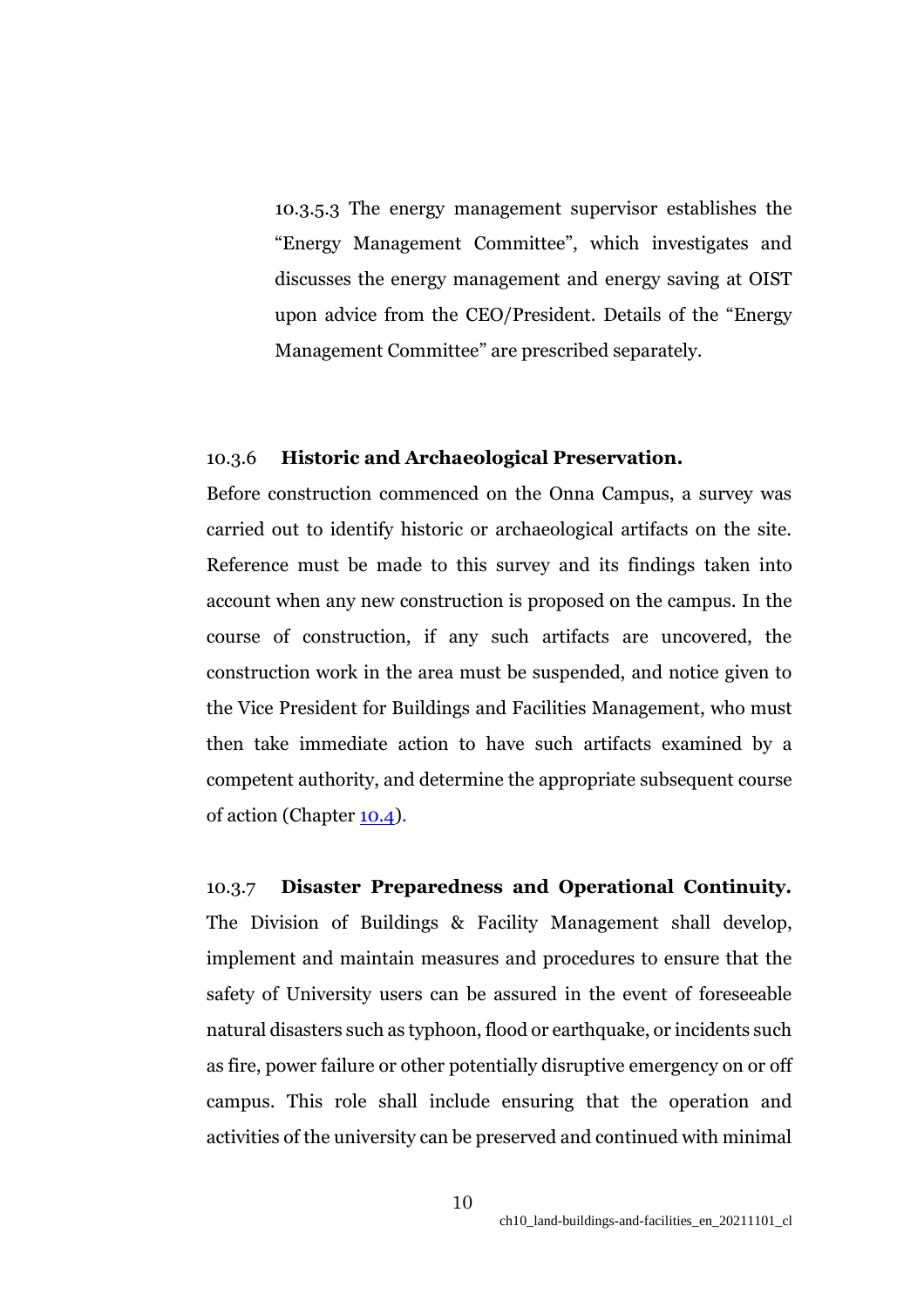10.3.5.3 The energy management supervisor establishes the "Energy Management Committee", which investigates and discusses the energy management and energy saving at OIST upon advice from the CEO/President. Details of the "Energy Management Committee" are prescribed separately.

### 10.3.6 **Historic and Archaeological Preservation.**

Before construction commenced on the Onna Campus, a survey was carried out to identify historic or archaeological artifacts on the site. Reference must be made to this survey and its findings taken into account when any new construction is proposed on the campus. In the course of construction, if any such artifacts are uncovered, the construction work in the area must be suspended, and notice given to the Vice President for Buildings and Facilities Management, who must then take immediate action to have such artifacts examined by a competent authority, and determine the appropriate subsequent course of action (Chapter 10.4).

### 10.3.7 **Disaster Preparedness and Operational Continuity.**

The Division of Buildings & Facility Management shall develop, implement and maintain measures and procedures to ensure that the safety of University users can be assured in the event of foreseeable natural disasters such as typhoon, flood or earthquake, or incidents such as fire, power failure or other potentially disruptive emergency on or off campus. This role shall include ensuring that the operation and activities of the university can be preserved and continued with minimal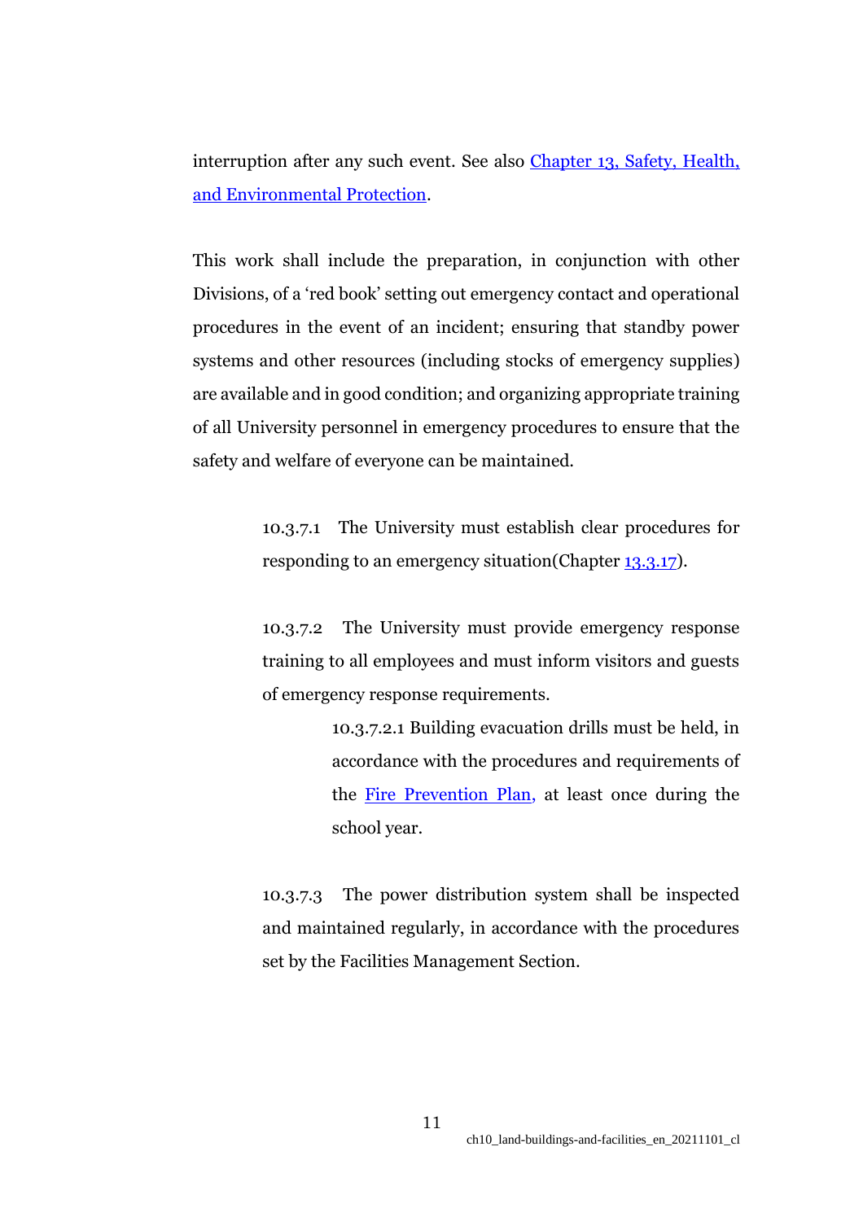interruption after any such event. See also Chapter 13, Safety, Health, and Environmental Protection.

This work shall include the preparation, in conjunction with other Divisions, of a 'red book' setting out emergency contact and operational procedures in the event of an incident; ensuring that standby power systems and other resources (including stocks of emergency supplies) are available and in good condition; and organizing appropriate training of all University personnel in emergency procedures to ensure that the safety and welfare of everyone can be maintained.

10.3.7.1 The University must establish clear procedures for responding to an emergency situation(Chapter 13.3.17).

10.3.7.2 The University must provide emergency response training to all employees and must inform visitors and guests of emergency response requirements.

10.3.7.2.1 Building evacuation drills must be held, in accordance with the procedures and requirements of the Fire Prevention Plan, at least once during the school year.

10.3.7.3 The power distribution system shall be inspected and maintained regularly, in accordance with the procedures set by the Facilities Management Section.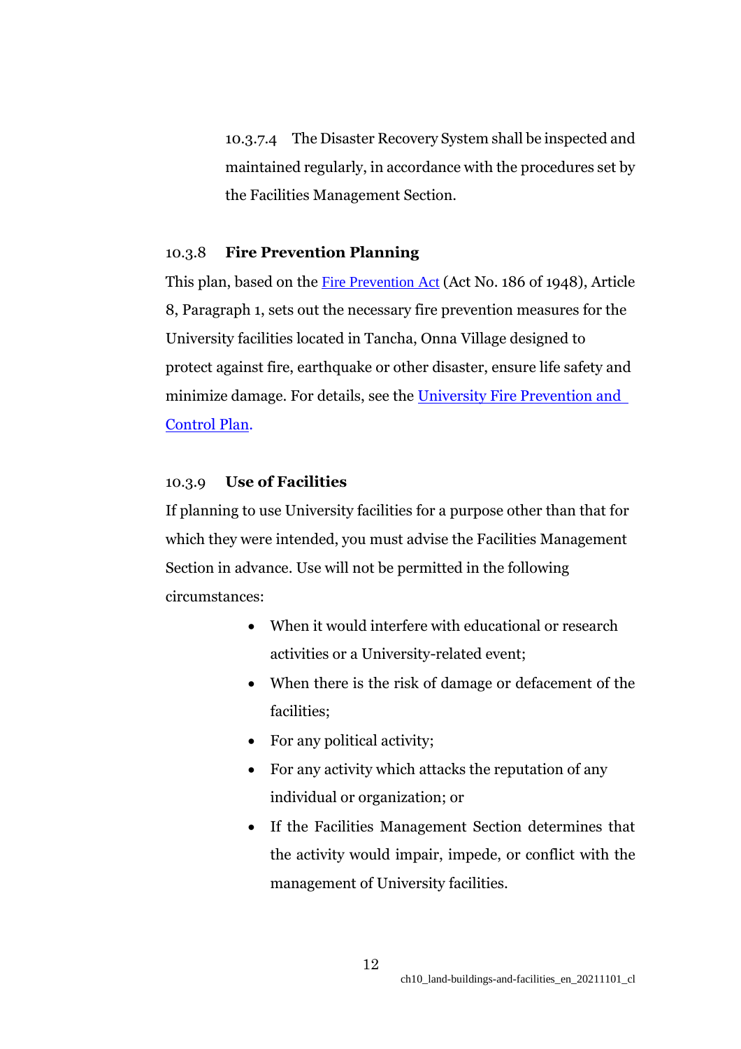10.3.7.4 The Disaster Recovery System shall be inspected and maintained regularly, in accordance with the procedures set by the Facilities Management Section.

### 10.3.8 **Fire Prevention Planning**

This plan, based on the Fire Prevention Act (Act No. 186 of 1948), Article 8, Paragraph 1, sets out the necessary fire prevention measures for the University facilities located in Tancha, Onna Village designed to protect against fire, earthquake or other disaster, ensure life safety and minimize damage. For details, see the University Fire Prevention and Control Plan.

### 10.3.9 **Use of Facilities**

If planning to use University facilities for a purpose other than that for which they were intended, you must advise the Facilities Management Section in advance. Use will not be permitted in the following circumstances:

- When it would interfere with educational or research activities or a University-related event;
- When there is the risk of damage or defacement of the facilities;
- For any political activity;
- For any activity which attacks the reputation of any individual or organization; or
- If the Facilities Management Section determines that the activity would impair, impede, or conflict with the management of University facilities.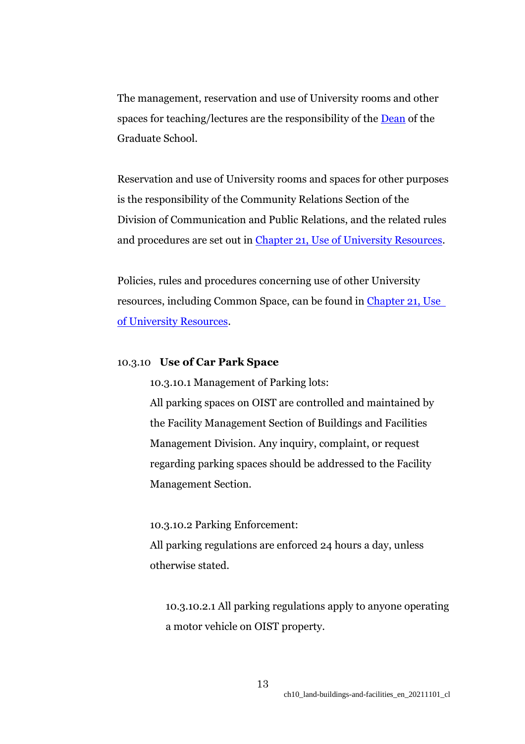The management, reservation and use of University rooms and other spaces for teaching/lectures are the responsibility of the [Dean](#) of the Graduate School.

Reservation and use of University rooms and spaces for other purposes is the responsibility of the Community Relations Section of the Division of Communication and Public Relations, and the related rules and procedures are set out in [Chapter 21, Use of University Resources](#).

Policies, rules and procedures concerning use of other University resources, including Common Space, can be found in [Chapter 21, Use of University Resources](#).

### 10.3.10 **Use of Car Park Space**

10.3.10.1 Management of Parking lots:
All parking spaces on OIST are controlled and maintained by the Facility Management Section of Buildings and Facilities Management Division. Any inquiry, complaint, or request regarding parking spaces should be addressed to the Facility Management Section.

10.3.10.2 Parking Enforcement:
All parking regulations are enforced 24 hours a day, unless otherwise stated.

10.3.10.2.1 All parking regulations apply to anyone operating a motor vehicle on OIST property.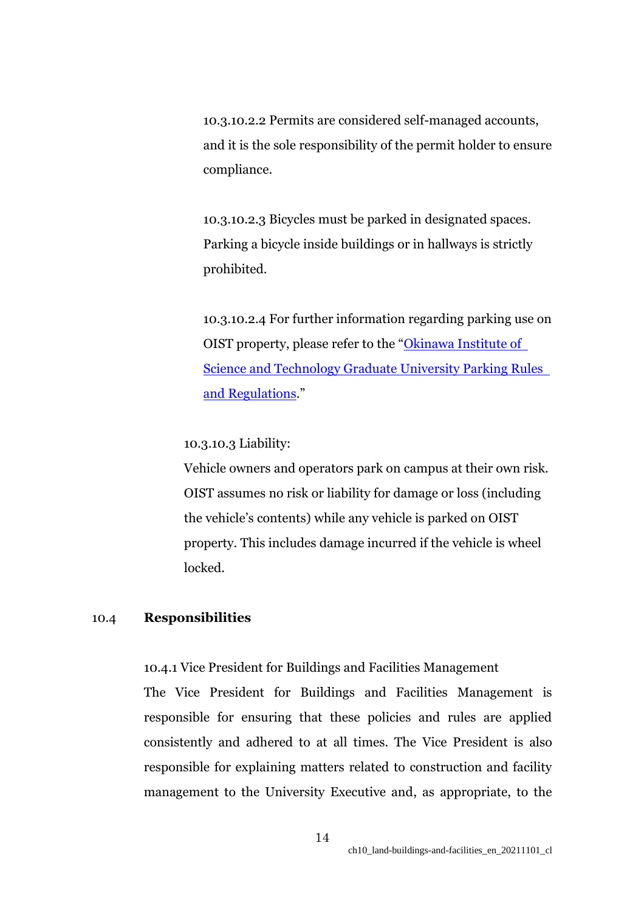10.3.10.2.2 Permits are considered self-managed accounts, and it is the sole responsibility of the permit holder to ensure compliance.

10.3.10.2.3 Bicycles must be parked in designated spaces. Parking a bicycle inside buildings or in hallways is strictly prohibited.

10.3.10.2.4 For further information regarding parking use on OIST property, please refer to the "Okinawa Institute of Science and Technology Graduate University Parking Rules and Regulations."

10.3.10.3 Liability:

Vehicle owners and operators park on campus at their own risk. OIST assumes no risk or liability for damage or loss (including the vehicle's contents) while any vehicle is parked on OIST property. This includes damage incurred if the vehicle is wheel locked.

## 10.4 Responsibilities

10.4.1 Vice President for Buildings and Facilities Management

The Vice President for Buildings and Facilities Management is responsible for ensuring that these policies and rules are applied consistently and adhered to at all times. The Vice President is also responsible for explaining matters related to construction and facility management to the University Executive and, as appropriate, to the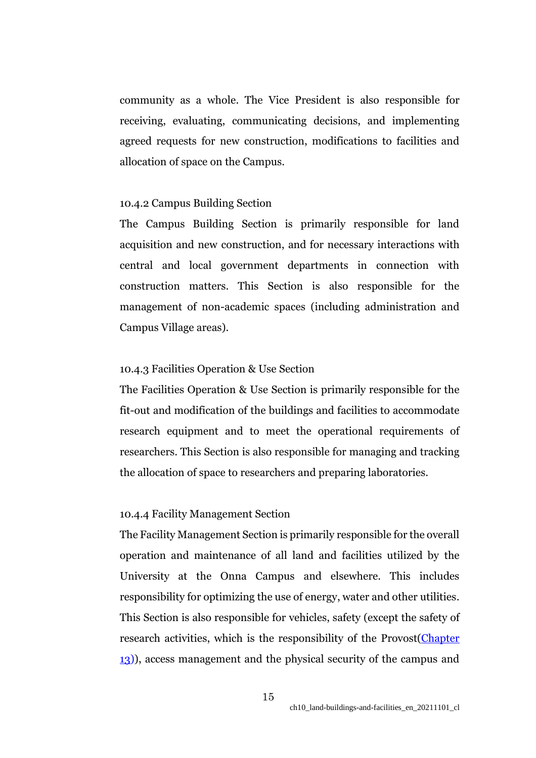community as a whole. The Vice President is also responsible for receiving, evaluating, communicating decisions, and implementing agreed requests for new construction, modifications to facilities and allocation of space on the Campus.

### 10.4.2 Campus Building Section

The Campus Building Section is primarily responsible for land acquisition and new construction, and for necessary interactions with central and local government departments in connection with construction matters. This Section is also responsible for the management of non-academic spaces (including administration and Campus Village areas).

### 10.4.3 Facilities Operation & Use Section

The Facilities Operation & Use Section is primarily responsible for the fit-out and modification of the buildings and facilities to accommodate research equipment and to meet the operational requirements of researchers. This Section is also responsible for managing and tracking the allocation of space to researchers and preparing laboratories.

### 10.4.4 Facility Management Section

The Facility Management Section is primarily responsible for the overall operation and maintenance of all land and facilities utilized by the University at the Onna Campus and elsewhere. This includes responsibility for optimizing the use of energy, water and other utilities. This Section is also responsible for vehicles, safety (except the safety of research activities, which is the responsibility of the Provost([Chapter 13](#))), access management and the physical security of the campus and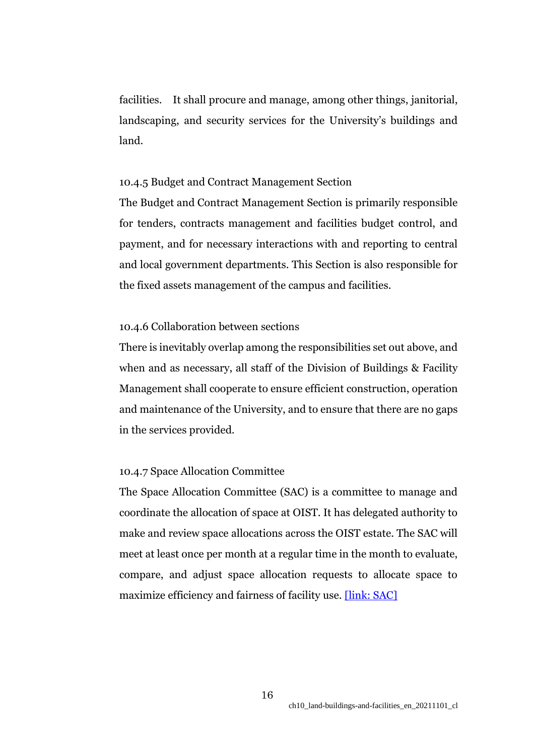facilities. It shall procure and manage, among other things, janitorial, landscaping, and security services for the University's buildings and land.

### 10.4.5 Budget and Contract Management Section

The Budget and Contract Management Section is primarily responsible for tenders, contracts management and facilities budget control, and payment, and for necessary interactions with and reporting to central and local government departments. This Section is also responsible for the fixed assets management of the campus and facilities.

### 10.4.6 Collaboration between sections

There is inevitably overlap among the responsibilities set out above, and when and as necessary, all staff of the Division of Buildings & Facility Management shall cooperate to ensure efficient construction, operation and maintenance of the University, and to ensure that there are no gaps in the services provided.

### 10.4.7 Space Allocation Committee

The Space Allocation Committee (SAC) is a committee to manage and coordinate the allocation of space at OIST. It has delegated authority to make and review space allocations across the OIST estate. The SAC will meet at least once per month at a regular time in the month to evaluate, compare, and adjust space allocation requests to allocate space to maximize efficiency and fairness of facility use. [link: SAC]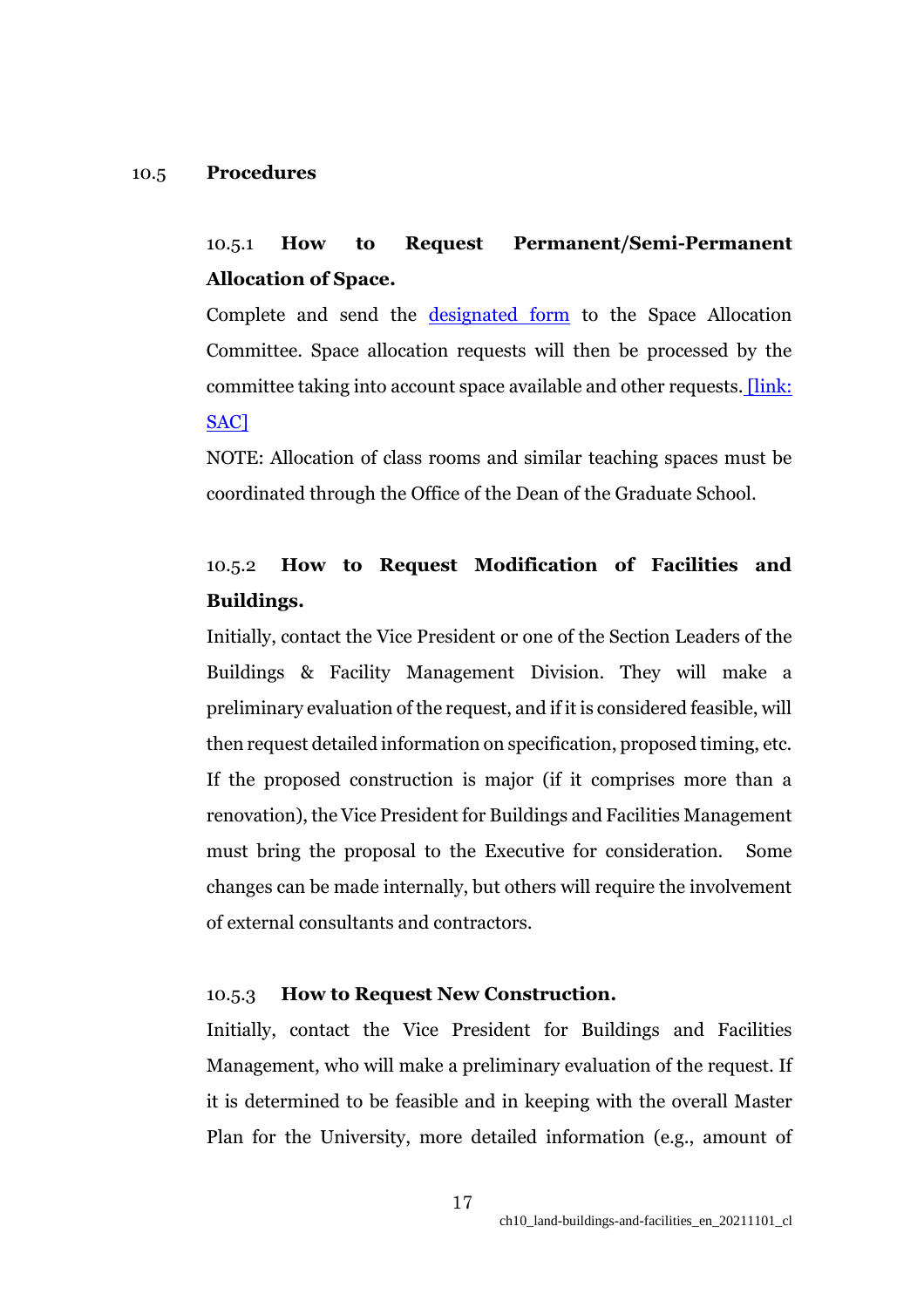## 10.5 Procedures

### 10.5.1 How to Request Permanent/Semi-Permanent Allocation of Space.

Complete and send the [designated form] to the Space Allocation Committee. Space allocation requests will then be processed by the committee taking into account space available and other requests. [link: SAC]

NOTE: Allocation of class rooms and similar teaching spaces must be coordinated through the Office of the Dean of the Graduate School.

### 10.5.2 How to Request Modification of Facilities and Buildings.

Initially, contact the Vice President or one of the Section Leaders of the Buildings & Facility Management Division. They will make a preliminary evaluation of the request, and if it is considered feasible, will then request detailed information on specification, proposed timing, etc. If the proposed construction is major (if it comprises more than a renovation), the Vice President for Buildings and Facilities Management must bring the proposal to the Executive for consideration. Some changes can be made internally, but others will require the involvement of external consultants and contractors.

### 10.5.3 How to Request New Construction.

Initially, contact the Vice President for Buildings and Facilities Management, who will make a preliminary evaluation of the request. If it is determined to be feasible and in keeping with the overall Master Plan for the University, more detailed information (e.g., amount of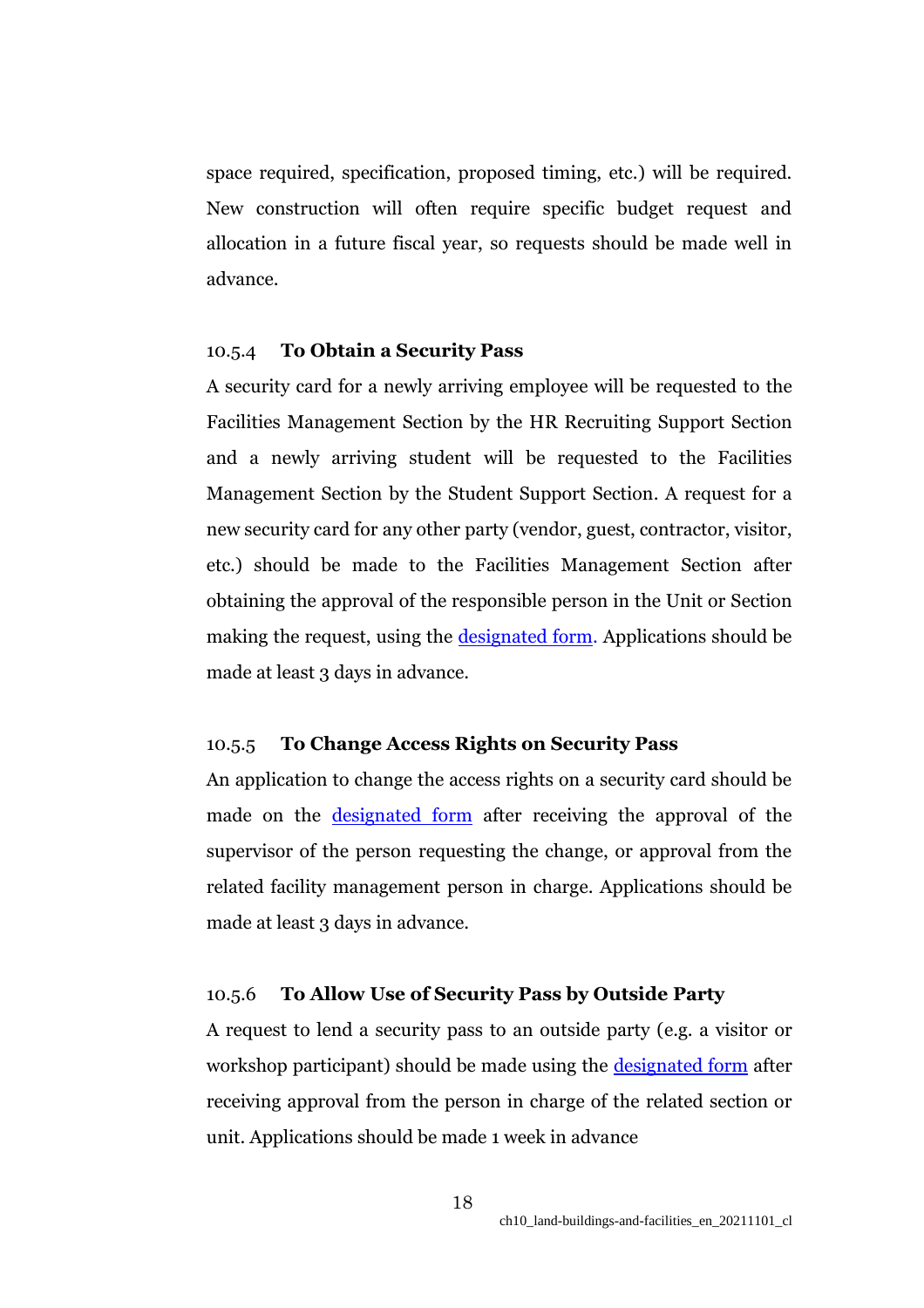space required, specification, proposed timing, etc.) will be required. New construction will often require specific budget request and allocation in a future fiscal year, so requests should be made well in advance.

### 10.5.4 To Obtain a Security Pass

A security card for a newly arriving employee will be requested to the Facilities Management Section by the HR Recruiting Support Section and a newly arriving student will be requested to the Facilities Management Section by the Student Support Section. A request for a new security card for any other party (vendor, guest, contractor, visitor, etc.) should be made to the Facilities Management Section after obtaining the approval of the responsible person in the Unit or Section making the request, using the designated form. Applications should be made at least 3 days in advance.

### 10.5.5 To Change Access Rights on Security Pass

An application to change the access rights on a security card should be made on the designated form after receiving the approval of the supervisor of the person requesting the change, or approval from the related facility management person in charge. Applications should be made at least 3 days in advance.

### 10.5.6 To Allow Use of Security Pass by Outside Party

A request to lend a security pass to an outside party (e.g. a visitor or workshop participant) should be made using the designated form after receiving approval from the person in charge of the related section or unit. Applications should be made 1 week in advance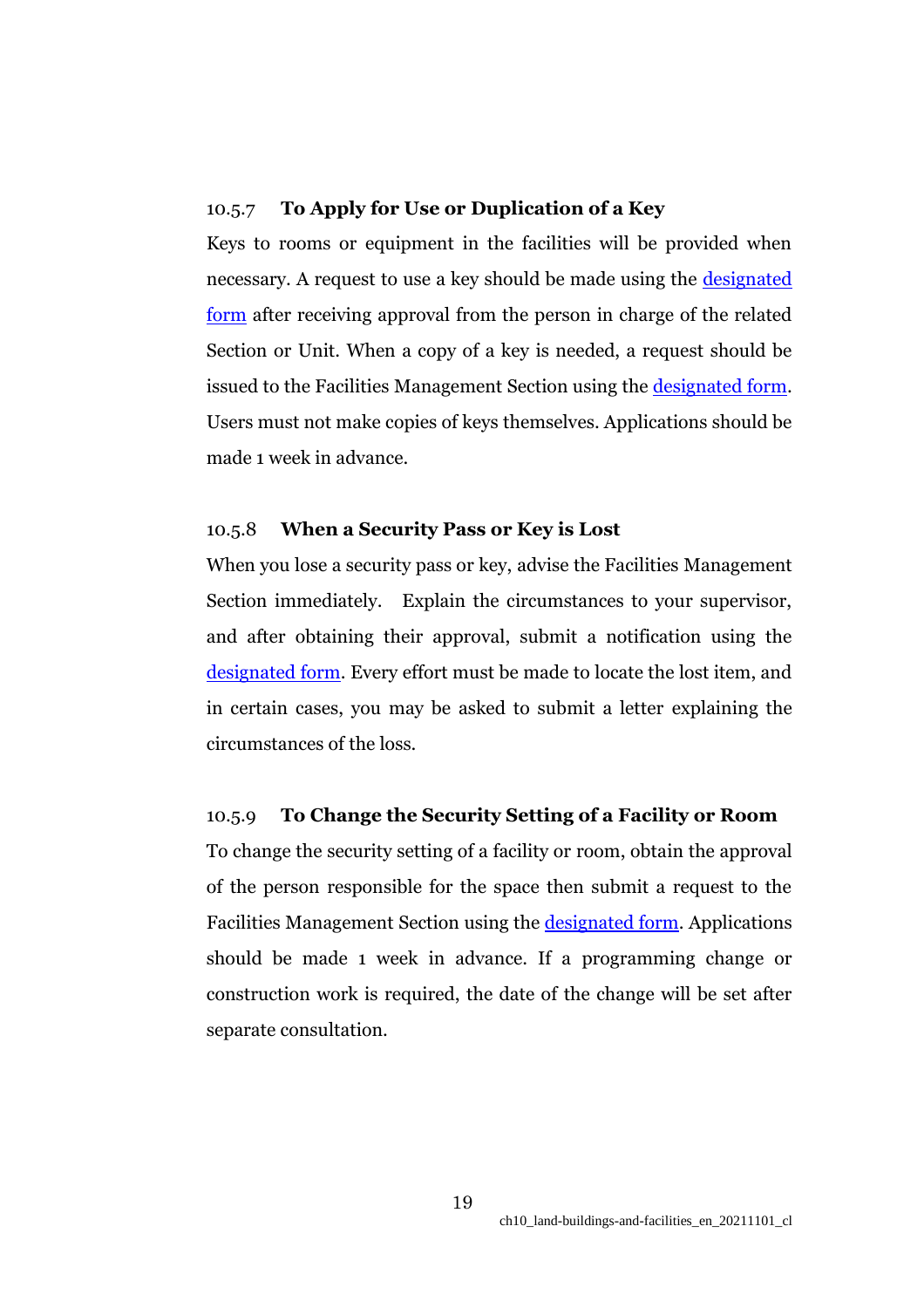### 10.5.7 To Apply for Use or Duplication of a Key

Keys to rooms or equipment in the facilities will be provided when necessary. A request to use a key should be made using the designated form after receiving approval from the person in charge of the related Section or Unit. When a copy of a key is needed, a request should be issued to the Facilities Management Section using the designated form. Users must not make copies of keys themselves. Applications should be made 1 week in advance.

### 10.5.8 When a Security Pass or Key is Lost

When you lose a security pass or key, advise the Facilities Management Section immediately. Explain the circumstances to your supervisor, and after obtaining their approval, submit a notification using the designated form. Every effort must be made to locate the lost item, and in certain cases, you may be asked to submit a letter explaining the circumstances of the loss.

### 10.5.9 To Change the Security Setting of a Facility or Room

To change the security setting of a facility or room, obtain the approval of the person responsible for the space then submit a request to the Facilities Management Section using the designated form. Applications should be made 1 week in advance. If a programming change or construction work is required, the date of the change will be set after separate consultation.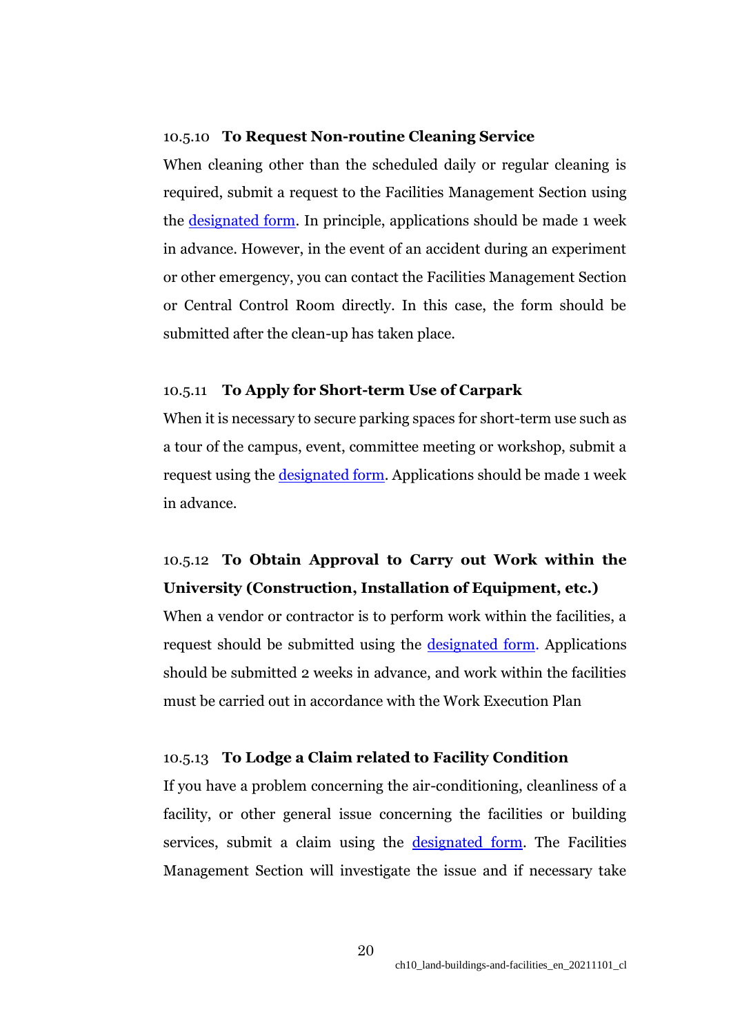### 10.5.10 To Request Non-routine Cleaning Service

When cleaning other than the scheduled daily or regular cleaning is required, submit a request to the Facilities Management Section using the designated form. In principle, applications should be made 1 week in advance. However, in the event of an accident during an experiment or other emergency, you can contact the Facilities Management Section or Central Control Room directly. In this case, the form should be submitted after the clean-up has taken place.

### 10.5.11 To Apply for Short-term Use of Carpark

When it is necessary to secure parking spaces for short-term use such as a tour of the campus, event, committee meeting or workshop, submit a request using the designated form. Applications should be made 1 week in advance.

### 10.5.12 To Obtain Approval to Carry out Work within the University (Construction, Installation of Equipment, etc.)

When a vendor or contractor is to perform work within the facilities, a request should be submitted using the designated form. Applications should be submitted 2 weeks in advance, and work within the facilities must be carried out in accordance with the Work Execution Plan

### 10.5.13 To Lodge a Claim related to Facility Condition

If you have a problem concerning the air-conditioning, cleanliness of a facility, or other general issue concerning the facilities or building services, submit a claim using the designated form. The Facilities Management Section will investigate the issue and if necessary take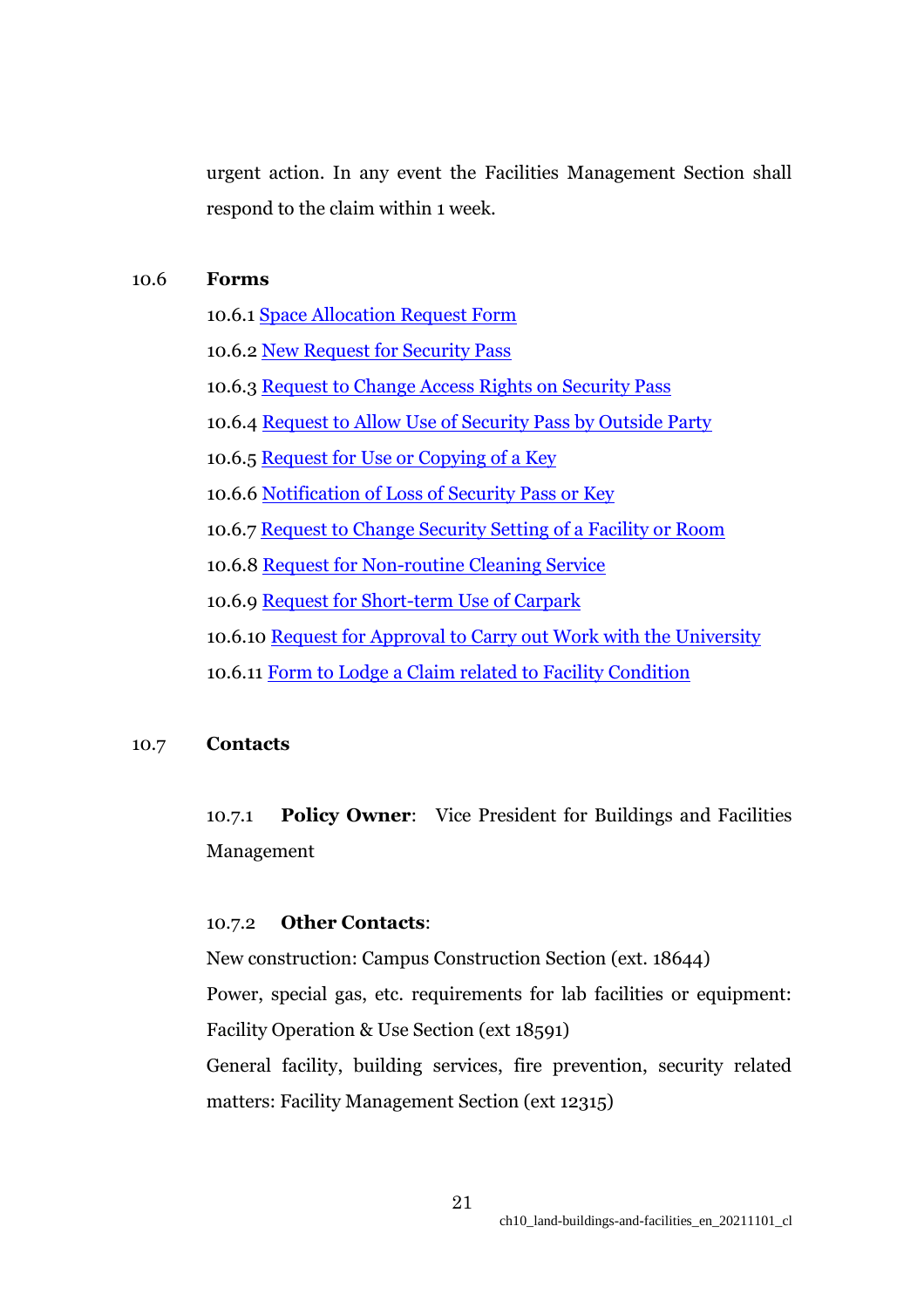urgent action. In any event the Facilities Management Section shall respond to the claim within 1 week.

## 10.6 Forms

10.6.1 Space Allocation Request Form

10.6.2 New Request for Security Pass

10.6.3 Request to Change Access Rights on Security Pass

10.6.4 Request to Allow Use of Security Pass by Outside Party

10.6.5 Request for Use or Copying of a Key

10.6.6 Notification of Loss of Security Pass or Key

10.6.7 Request to Change Security Setting of a Facility or Room

10.6.8 Request for Non-routine Cleaning Service

10.6.9 Request for Short-term Use of Carpark

10.6.10 Request for Approval to Carry out Work with the University

10.6.11 Form to Lodge a Claim related to Facility Condition

## 10.7 Contacts

10.7.1 **Policy Owner**: Vice President for Buildings and Facilities Management

10.7.2 **Other Contacts**:

New construction: Campus Construction Section (ext. 18644)

Power, special gas, etc. requirements for lab facilities or equipment: Facility Operation & Use Section (ext 18591)

General facility, building services, fire prevention, security related matters: Facility Management Section (ext 12315)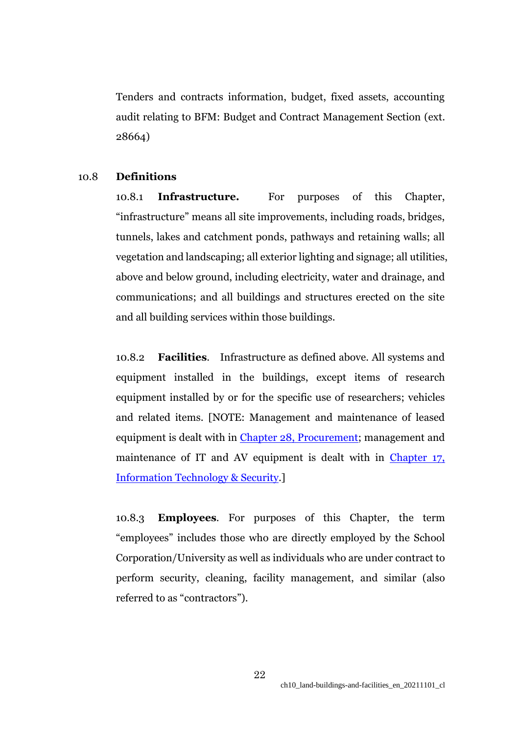Tenders and contracts information, budget, fixed assets, accounting audit relating to BFM: Budget and Contract Management Section (ext. 28664)

## 10.8 Definitions

10.8.1 **Infrastructure.** For purposes of this Chapter, "infrastructure" means all site improvements, including roads, bridges, tunnels, lakes and catchment ponds, pathways and retaining walls; all vegetation and landscaping; all exterior lighting and signage; all utilities, above and below ground, including electricity, water and drainage, and communications; and all buildings and structures erected on the site and all building services within those buildings.

10.8.2 **Facilities**. Infrastructure as defined above. All systems and equipment installed in the buildings, except items of research equipment installed by or for the specific use of researchers; vehicles and related items. [NOTE: Management and maintenance of leased equipment is dealt with in Chapter 28, Procurement; management and maintenance of IT and AV equipment is dealt with in Chapter 17, Information Technology & Security.]

10.8.3 **Employees**. For purposes of this Chapter, the term "employees" includes those who are directly employed by the School Corporation/University as well as individuals who are under contract to perform security, cleaning, facility management, and similar (also referred to as "contractors").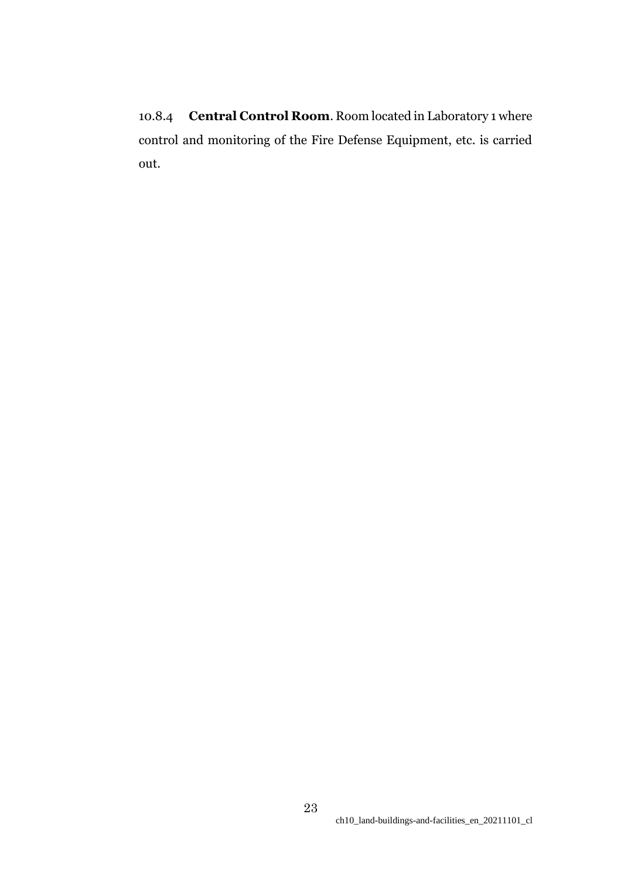10.8.4 **Central Control Room**. Room located in Laboratory 1 where control and monitoring of the Fire Defense Equipment, etc. is carried out.